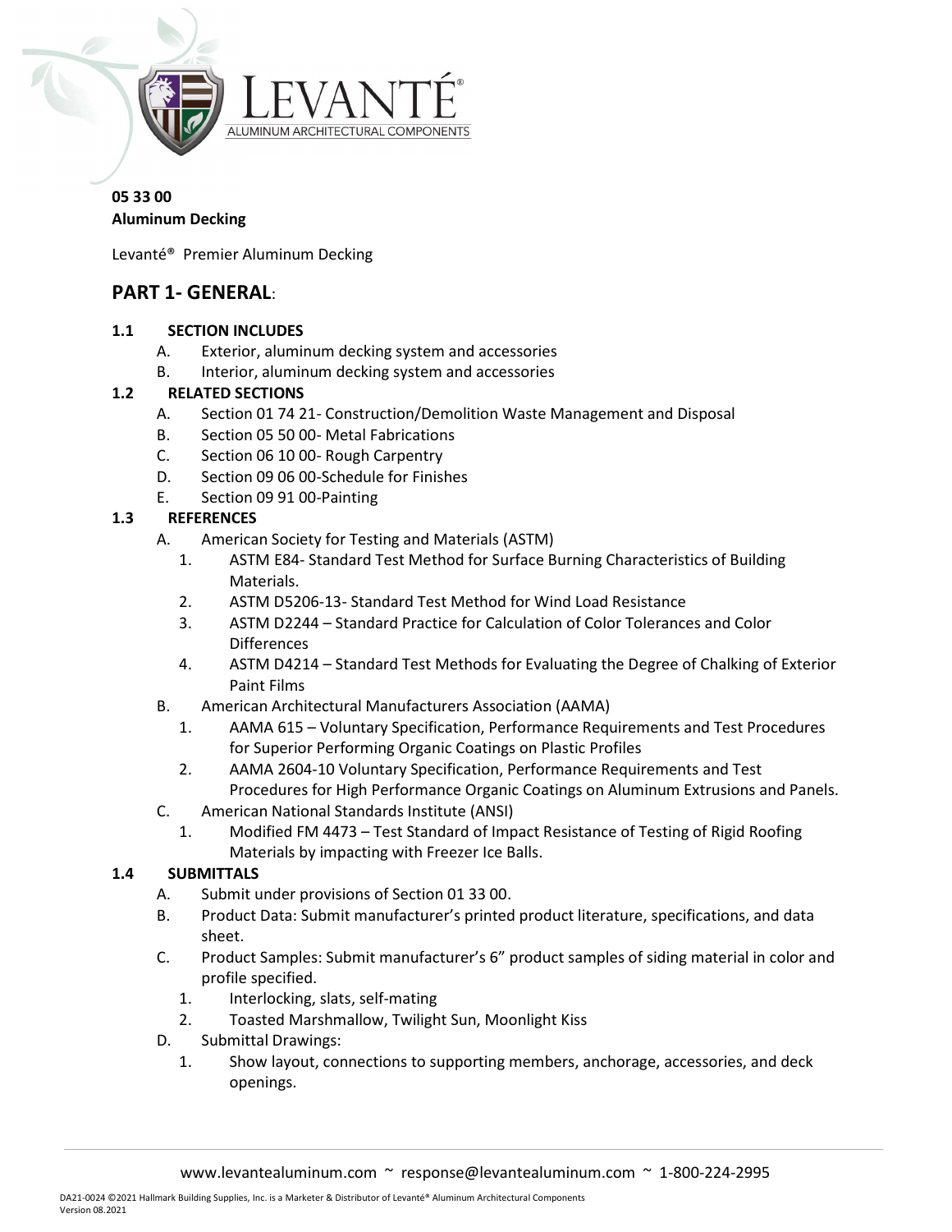**05 33 00**
**Aluminum Decking**

Levanté® Premier Aluminum Decking

## PART 1- GENERAL:

### 1.1 SECTION INCLUDES

A. Exterior, aluminum decking system and accessories
B. Interior, aluminum decking system and accessories

### 1.2 RELATED SECTIONS

A. Section 01 74 21- Construction/Demolition Waste Management and Disposal
B. Section 05 50 00- Metal Fabrications
C. Section 06 10 00- Rough Carpentry
D. Section 09 06 00-Schedule for Finishes
E. Section 09 91 00-Painting

### 1.3 REFERENCES

A. American Society for Testing and Materials (ASTM)
   1. ASTM E84- Standard Test Method for Surface Burning Characteristics of Building Materials.
   2. ASTM D5206-13- Standard Test Method for Wind Load Resistance
   3. ASTM D2244 – Standard Practice for Calculation of Color Tolerances and Color Differences
   4. ASTM D4214 – Standard Test Methods for Evaluating the Degree of Chalking of Exterior Paint Films

B. American Architectural Manufacturers Association (AAMA)
   1. AAMA 615 – Voluntary Specification, Performance Requirements and Test Procedures for Superior Performing Organic Coatings on Plastic Profiles
   2. AAMA 2604-10 Voluntary Specification, Performance Requirements and Test Procedures for High Performance Organic Coatings on Aluminum Extrusions and Panels.

C. American National Standards Institute (ANSI)
   1. Modified FM 4473 – Test Standard of Impact Resistance of Testing of Rigid Roofing Materials by impacting with Freezer Ice Balls.

### 1.4 SUBMITTALS

A. Submit under provisions of Section 01 33 00.
B. Product Data: Submit manufacturer's printed product literature, specifications, and data sheet.
C. Product Samples: Submit manufacturer's 6" product samples of siding material in color and profile specified.
   1. Interlocking, slats, self-mating
   2. Toasted Marshmallow, Twilight Sun, Moonlight Kiss
D. Submittal Drawings:
   1. Show layout, connections to supporting members, anchorage, accessories, and deck openings.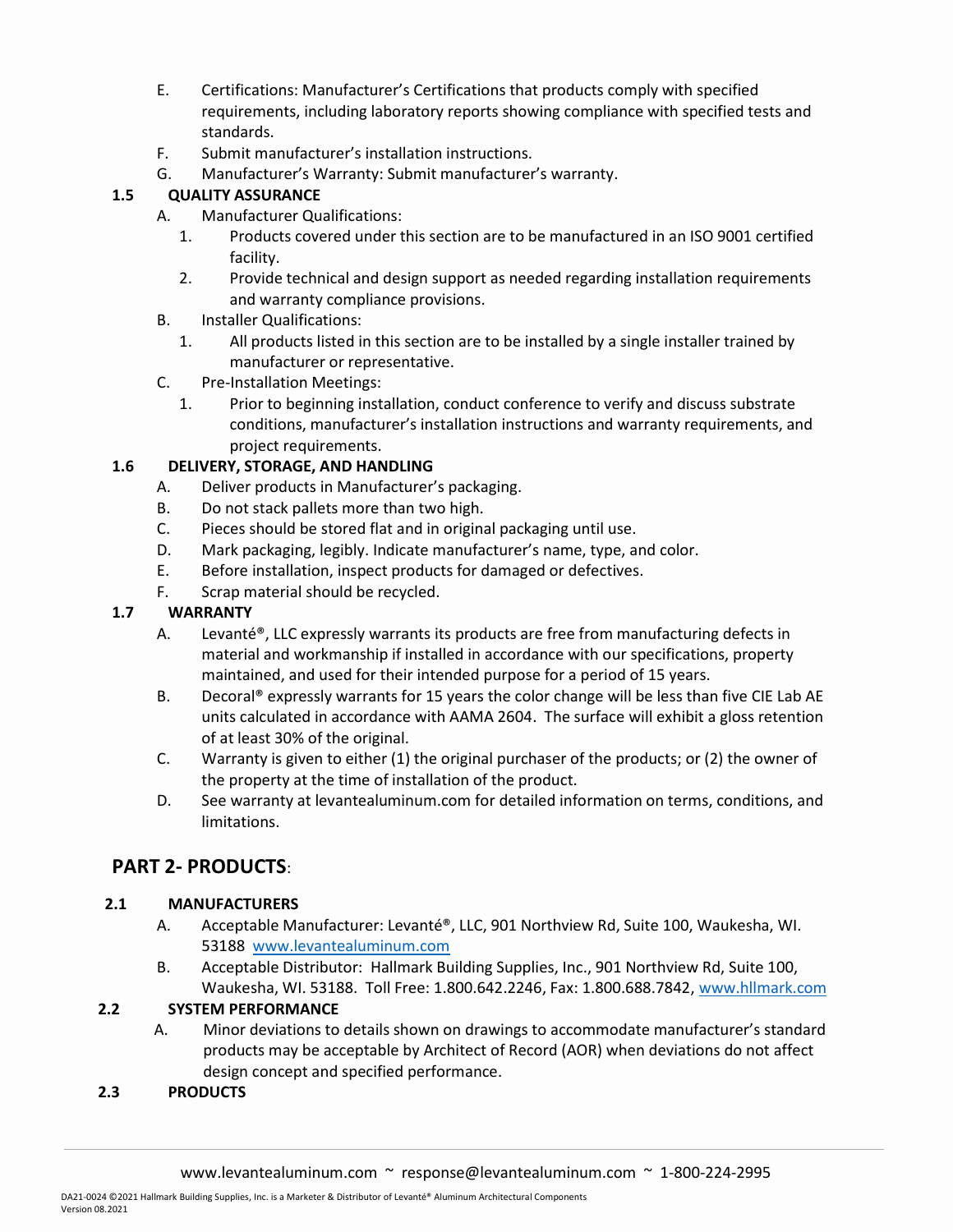E. Certifications: Manufacturer's Certifications that products comply with specified requirements, including laboratory reports showing compliance with specified tests and standards.

F. Submit manufacturer's installation instructions.

G. Manufacturer's Warranty: Submit manufacturer's warranty.

**1.5 QUALITY ASSURANCE**

A. Manufacturer Qualifications:
  1. Products covered under this section are to be manufactured in an ISO 9001 certified facility.
  2. Provide technical and design support as needed regarding installation requirements and warranty compliance provisions.

B. Installer Qualifications:
  1. All products listed in this section are to be installed by a single installer trained by manufacturer or representative.

C. Pre-Installation Meetings:
  1. Prior to beginning installation, conduct conference to verify and discuss substrate conditions, manufacturer's installation instructions and warranty requirements, and project requirements.

**1.6 DELIVERY, STORAGE, AND HANDLING**

A. Deliver products in Manufacturer's packaging.

B. Do not stack pallets more than two high.

C. Pieces should be stored flat and in original packaging until use.

D. Mark packaging, legibly. Indicate manufacturer's name, type, and color.

E. Before installation, inspect products for damaged or defectives.

F. Scrap material should be recycled.

**1.7 WARRANTY**

A. Levanté®, LLC expressly warrants its products are free from manufacturing defects in material and workmanship if installed in accordance with our specifications, property maintained, and used for their intended purpose for a period of 15 years.

B. Decoral® expressly warrants for 15 years the color change will be less than five CIE Lab AE units calculated in accordance with AAMA 2604. The surface will exhibit a gloss retention of at least 30% of the original.

C. Warranty is given to either (1) the original purchaser of the products; or (2) the owner of the property at the time of installation of the product.

D. See warranty at levantealuminum.com for detailed information on terms, conditions, and limitations.

## PART 2- PRODUCTS:

**2.1 MANUFACTURERS**

A. Acceptable Manufacturer: Levanté®, LLC, 901 Northview Rd, Suite 100, Waukesha, WI. 53188 www.levantealuminum.com

B. Acceptable Distributor: Hallmark Building Supplies, Inc., 901 Northview Rd, Suite 100, Waukesha, WI. 53188. Toll Free: 1.800.642.2246, Fax: 1.800.688.7842, www.hllmark.com

**2.2 SYSTEM PERFORMANCE**

A. Minor deviations to details shown on drawings to accommodate manufacturer's standard products may be acceptable by Architect of Record (AOR) when deviations do not affect design concept and specified performance.

**2.3 PRODUCTS**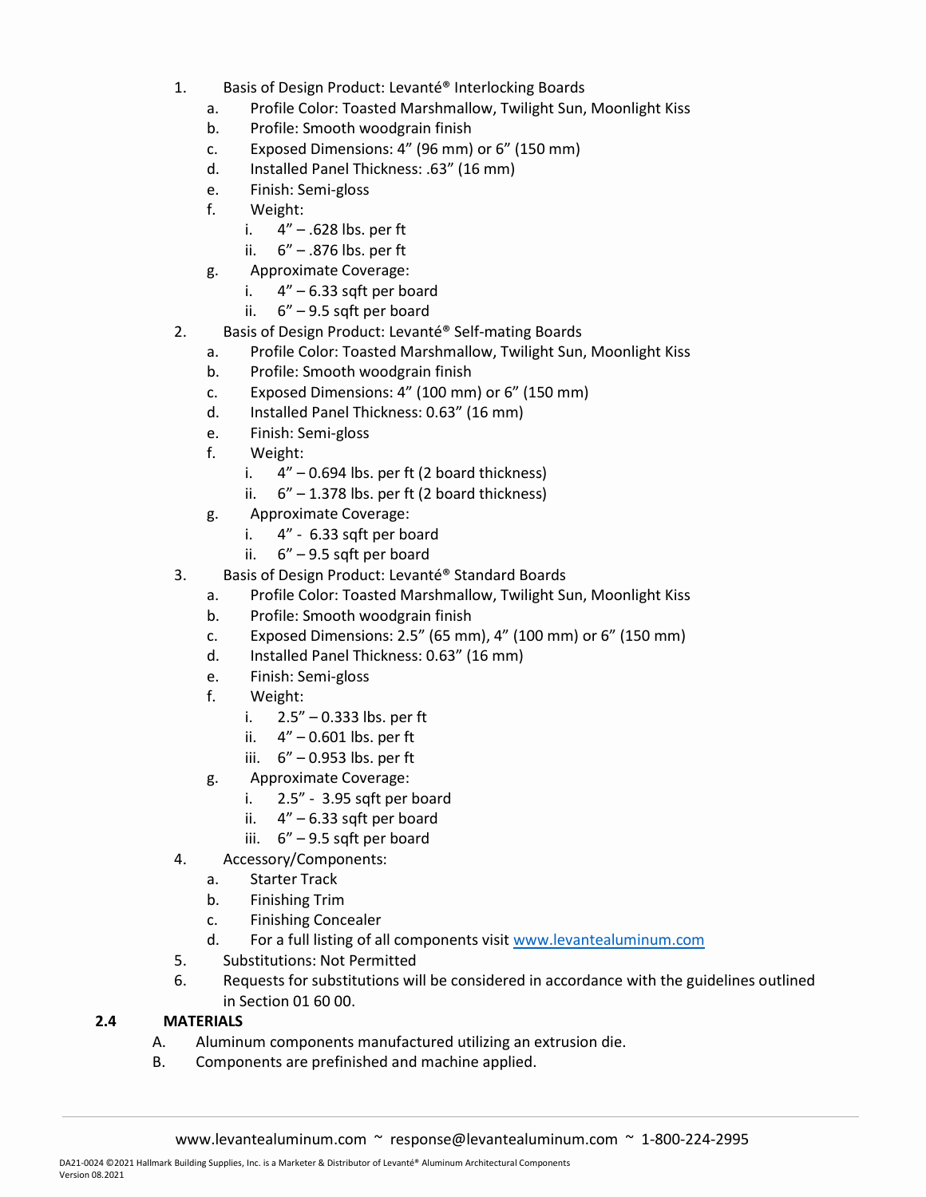1. Basis of Design Product: Levanté® Interlocking Boards
   a. Profile Color: Toasted Marshmallow, Twilight Sun, Moonlight Kiss
   b. Profile: Smooth woodgrain finish
   c. Exposed Dimensions: 4” (96 mm) or 6” (150 mm)
   d. Installed Panel Thickness: .63” (16 mm)
   e. Finish: Semi-gloss
   f. Weight:
      i. 4” – .628 lbs. per ft
      ii. 6” – .876 lbs. per ft
   g. Approximate Coverage:
      i. 4” – 6.33 sqft per board
      ii. 6” – 9.5 sqft per board
2. Basis of Design Product: Levanté® Self-mating Boards
   a. Profile Color: Toasted Marshmallow, Twilight Sun, Moonlight Kiss
   b. Profile: Smooth woodgrain finish
   c. Exposed Dimensions: 4” (100 mm) or 6” (150 mm)
   d. Installed Panel Thickness: 0.63” (16 mm)
   e. Finish: Semi-gloss
   f. Weight:
      i. 4” – 0.694 lbs. per ft (2 board thickness)
      ii. 6” – 1.378 lbs. per ft (2 board thickness)
   g. Approximate Coverage:
      i. 4” - 6.33 sqft per board
      ii. 6” – 9.5 sqft per board
3. Basis of Design Product: Levanté® Standard Boards
   a. Profile Color: Toasted Marshmallow, Twilight Sun, Moonlight Kiss
   b. Profile: Smooth woodgrain finish
   c. Exposed Dimensions: 2.5” (65 mm), 4” (100 mm) or 6” (150 mm)
   d. Installed Panel Thickness: 0.63” (16 mm)
   e. Finish: Semi-gloss
   f. Weight:
      i. 2.5” – 0.333 lbs. per ft
      ii. 4” – 0.601 lbs. per ft
      iii. 6” – 0.953 lbs. per ft
   g. Approximate Coverage:
      i. 2.5” - 3.95 sqft per board
      ii. 4” – 6.33 sqft per board
      iii. 6” – 9.5 sqft per board
4. Accessory/Components:
   a. Starter Track
   b. Finishing Trim
   c. Finishing Concealer
   d. For a full listing of all components visit [www.levantealuminum.com](http://www.levantealuminum.com)
5. Substitutions: Not Permitted
6. Requests for substitutions will be considered in accordance with the guidelines outlined in Section 01 60 00.

## 2.4 MATERIALS

A. Aluminum components manufactured utilizing an extrusion die.

B. Components are prefinished and machine applied.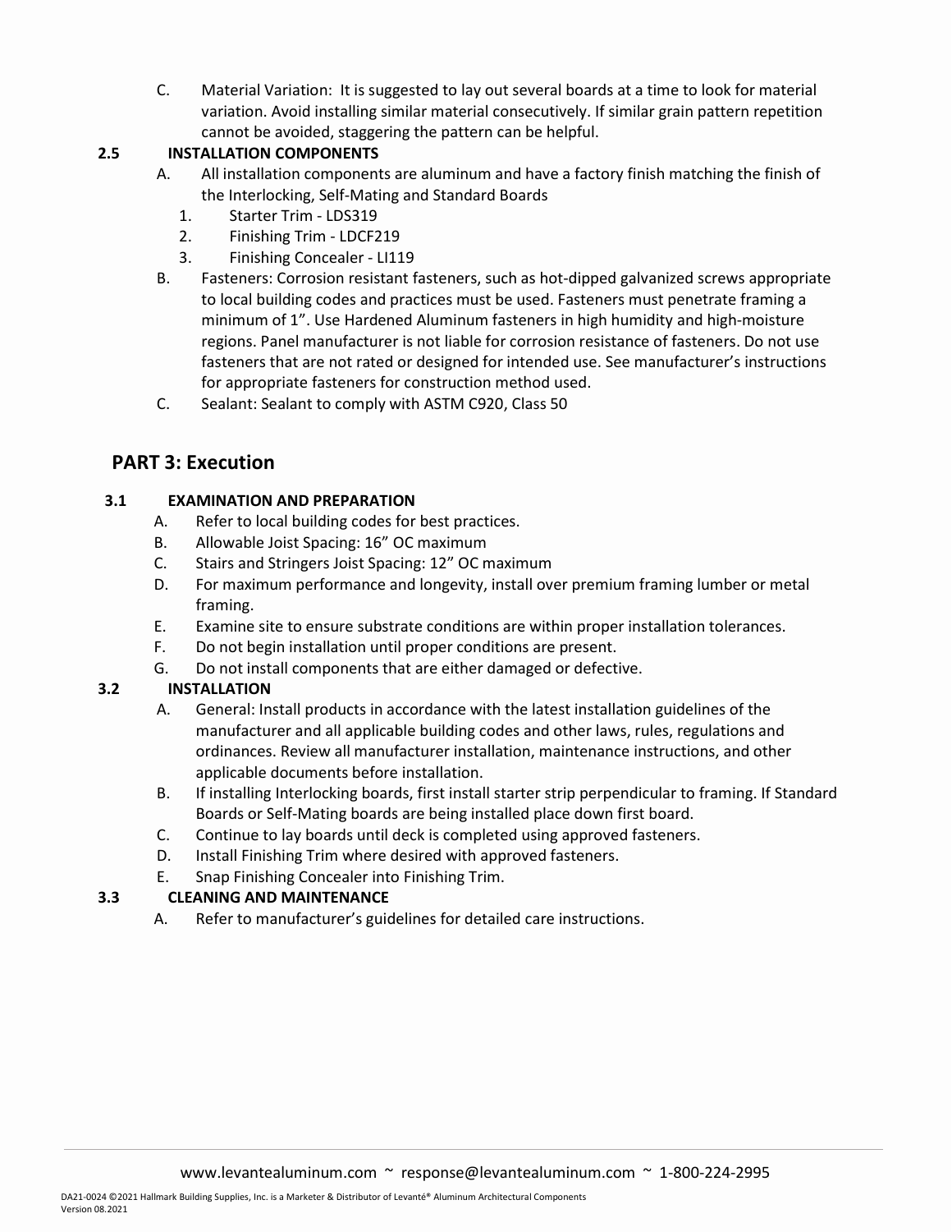C. Material Variation: It is suggested to lay out several boards at a time to look for material variation. Avoid installing similar material consecutively. If similar grain pattern repetition cannot be avoided, staggering the pattern can be helpful.

**2.5 INSTALLATION COMPONENTS**

A. All installation components are aluminum and have a factory finish matching the finish of the Interlocking, Self-Mating and Standard Boards
   1. Starter Trim - LDS319
   2. Finishing Trim - LDCF219
   3. Finishing Concealer - LI119

B. Fasteners: Corrosion resistant fasteners, such as hot-dipped galvanized screws appropriate to local building codes and practices must be used. Fasteners must penetrate framing a minimum of 1". Use Hardened Aluminum fasteners in high humidity and high-moisture regions. Panel manufacturer is not liable for corrosion resistance of fasteners. Do not use fasteners that are not rated or designed for intended use. See manufacturer's instructions for appropriate fasteners for construction method used.

C. Sealant: Sealant to comply with ASTM C920, Class 50

## PART 3: Execution

**3.1 EXAMINATION AND PREPARATION**

A. Refer to local building codes for best practices.

B. Allowable Joist Spacing: 16" OC maximum

C. Stairs and Stringers Joist Spacing: 12" OC maximum

D. For maximum performance and longevity, install over premium framing lumber or metal framing.

E. Examine site to ensure substrate conditions are within proper installation tolerances.

F. Do not begin installation until proper conditions are present.

G. Do not install components that are either damaged or defective.

**3.2 INSTALLATION**

A. General: Install products in accordance with the latest installation guidelines of the manufacturer and all applicable building codes and other laws, rules, regulations and ordinances. Review all manufacturer installation, maintenance instructions, and other applicable documents before installation.

B. If installing Interlocking boards, first install starter strip perpendicular to framing. If Standard Boards or Self-Mating boards are being installed place down first board.

C. Continue to lay boards until deck is completed using approved fasteners.

D. Install Finishing Trim where desired with approved fasteners.

E. Snap Finishing Concealer into Finishing Trim.

**3.3 CLEANING AND MAINTENANCE**

A. Refer to manufacturer's guidelines for detailed care instructions.

www.levantealuminum.com ~ response@levantealuminum.com ~ 1-800-224-2995

DA21-0024 ©2021 Hallmark Building Supplies, Inc. is a Marketer & Distributor of Levanté® Aluminum Architectural Components
Version 08.2021